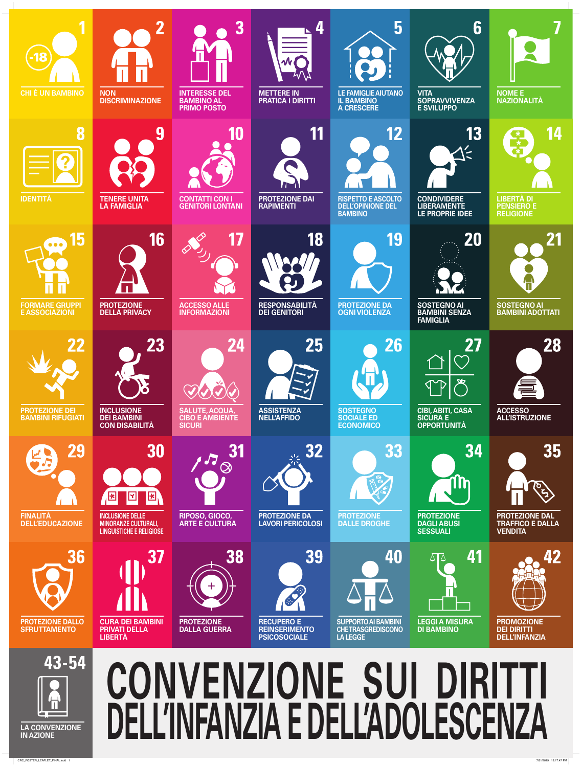# CONVENZIONE SUI DIRITTI DELL'INFANZIA E DELL'ADOLESCENZA

1. CHI È UN BAMBINO
2. NON DISCRIMINAZIONE
3. INTERESSE DEL BAMBINO AL PRIMO POSTO
4. METTERE IN PRATICA I DIRITTI
5. LE FAMIGLIE AIUTANO IL BAMBINO A CRESCERE
6. VITA SOPRAVVIVENZA E SVILUPPO
7. NOME E NAZIONALITÀ
8. IDENTITÀ
9. TENERE UNITA LA FAMIGLIA
10. CONTATTI CON I GENITORI LONTANI
11. PROTEZIONE DAI RAPIMENTI
12. RISPETTO E ASCOLTO DELL'OPINIONE DEL BAMBINO
13. CONDIVIDERE LIBERAMENTE LE PROPRIE IDEE
14. LIBERTÀ DI PENSIERO E RELIGIONE
15. FORMARE GRUPPI E ASSOCIAZIONI
16. PROTEZIONE DELLA PRIVACY
17. ACCESSO ALLE INFORMAZIONI
18. RESPONSABILITÀ DEI GENITORI
19. PROTEZIONE DA OGNI VIOLENZA
20. SOSTEGNO AI BAMBINI SENZA FAMIGLIA
21. SOSTEGNO AI BAMBINI ADOTTATI
22. PROTEZIONE DEI BAMBINI RIFUGIATI
23. INCLUSIONE DEI BAMBINI CON DISABILITÀ
24. SALUTE, ACQUA, CIBO E AMBIENTE SICURI
25. ASSISTENZA NELL'AFFIDO
26. SOSTEGNO SOCIALE ED ECONOMICO
27. CIBI, ABITI, CASA SICURA E OPPORTUNITÀ
28. ACCESSO ALL'ISTRUZIONE
29. FINALITÀ DELL'EDUCAZIONE
30. INCLUSIONE DELLE MINORANZE CULTURALI, LINGUISTICHE E RELIGIOSE
31. RIPOSO, GIOCO, ARTE E CULTURA
32. PROTEZIONE DA LAVORI PERICOLOSI
33. PROTEZIONE DALLE DROGHE
34. PROTEZIONE DAGLI ABUSI SESSUALI
35. PROTEZIONE DAL TRAFFICO E DALLA VENDITA
36. PROTEZIONE DALLO SFRUTTAMENTO
37. CURA DEI BAMBINI PRIVATI DELLA LIBERTÀ
38. PROTEZIONE DALLA GUERRA
39. RECUPERO E REINSERIMENTO PSICOSOCIALE
40. SUPPORTO AI BAMBINI CHE TRASGREDISCONO LA LEGGE
41. LEGGI A MISURA DI BAMBINO
42. PROMOZIONE DEI DIRITTI DELL'INFANZIA

43-54. LA CONVENZIONE IN AZIONE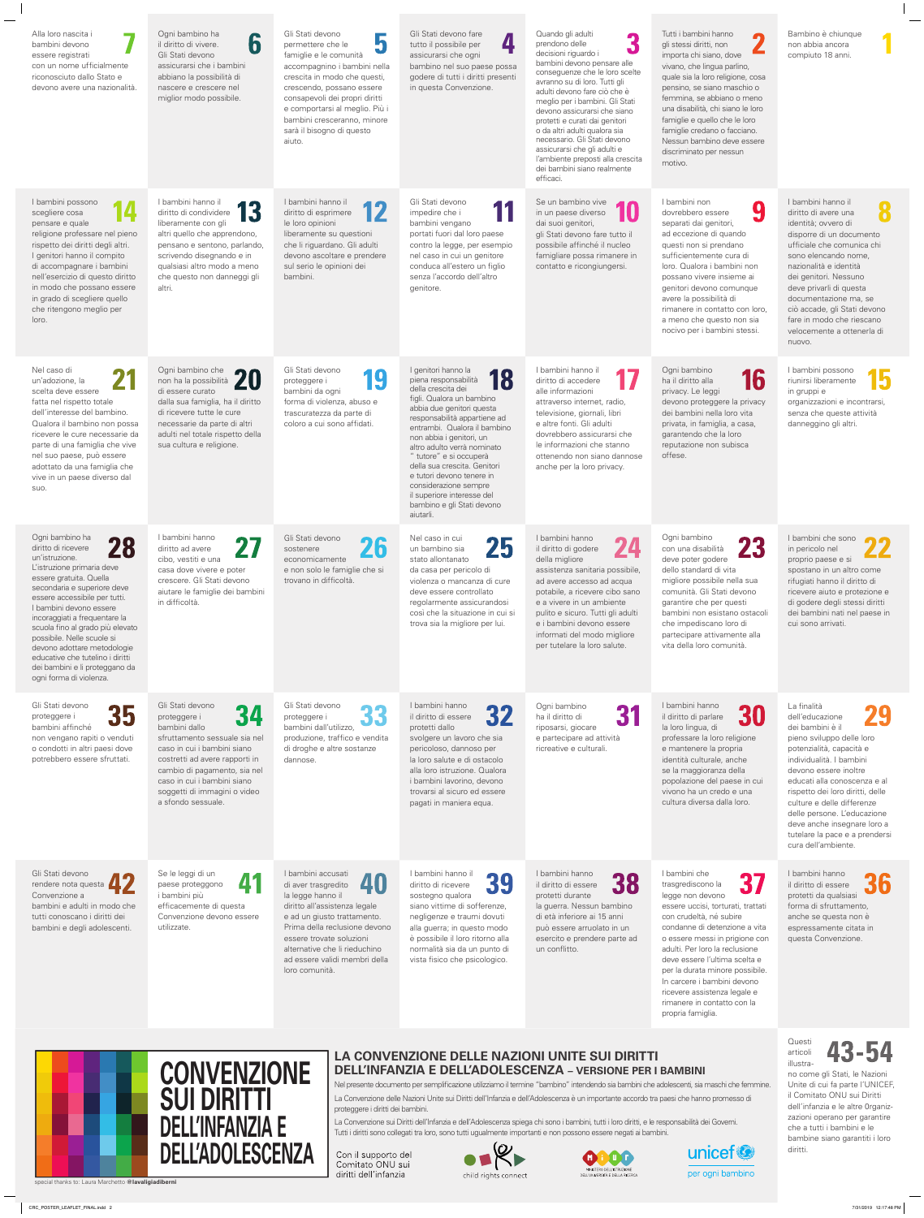**1** Bambino è chiunque non abbia ancora compiuto 18 anni.

**2** Tutti i bambini hanno gli stessi diritti, non importa chi siano, dove vivano, che lingua parlino, quale sia la loro religione, cosa pensino, se siano maschio o femmina, se abbiano o meno una disabilità, chi siano le loro famiglie e quello che le loro famiglie credano o facciano. Nessun bambino deve essere discriminato per nessun motivo.

**3** Quando gli adulti prendono delle decisioni riguardo i bambini devono pensare alle conseguenze che le loro scelte avranno su di loro. Tutti gli adulti devono fare ciò che è meglio per i bambini. Gli Stati devono assicurarsi che siano protetti e curati dai genitori o da altri adulti qualora sia necessario. Gli Stati devono assicurarsi che gli adulti e l'ambiente preposti alla crescita dei bambini siano realmente efficaci.

**4** Gli Stati devono fare tutto il possibile per assicurarsi che ogni bambino nel suo paese possa godere di tutti i diritti presenti in questa Convenzione.

**5** Gli Stati devono permettere che le famiglie e le comunità accompagnino i bambini nella crescita in modo che questi, crescendo, possano essere consapevoli dei propri diritti e comportarsi al meglio. Più i bambini cresceranno, minore sarà il bisogno di questo aiuto.

**6** Ogni bambino ha il diritto di vivere. Gli Stati devono assicurarsi che i bambini abbiano la possibilità di nascere e crescere nel miglior modo possibile.

**7** Alla loro nascita i bambini devono essere registrati con un nome ufficialmente riconosciuto dallo Stato e devono avere una nazionalità.

**8** I bambini hanno il diritto di avere una identità; ovvero di disporre di un documento ufficiale che comunica chi sono elencando nome, nazionalità e identità dei genitori. Nessuno deve privarli di questa documentazione ma, se ciò accade, gli Stati devono fare in modo che riescano velocemente a ottenerla di nuovo.

**9** I bambini non dovrebbero essere separati dai genitori, ad eccezione di quando questi non si prendano sufficientemente cura di loro. Qualora i bambini non possano vivere insieme ai genitori devono comunque avere la possibilità di rimanere in contatto con loro, a meno che questo non sia nocivo per i bambini stessi.

**10** Se un bambino vive in un paese diverso dai suoi genitori, gli Stati devono fare tutto il possibile affinché il nucleo famigliare possa rimanere in contatto e ricongiungersi.

**11** Gli Stati devono impedire che i bambini vengano portati fuori dal loro paese contro la legge, per esempio nel caso in cui un genitore conduca all'estero un figlio senza l'accordo dell'altro genitore.

**12** I bambini hanno il diritto di esprimere le loro opinioni liberamente su questioni che li riguardano. Gli adulti devono ascoltare e prendere sul serio le opinioni dei bambini.

**13** I bambini hanno il diritto di condividere liberamente con gli altri quello che apprendono, pensano e sentono, parlando, scrivendo disegnando e in qualsiasi altro modo a meno che questo non danneggi gli altri.

**14** I bambini possono scegliere cosa pensare e quale religione professare nel pieno rispetto dei diritti degli altri. I genitori hanno il compito di accompagnare i bambini nell'esercizio di questo diritto in modo che possano essere in grado di scegliere quello che ritengono meglio per loro.

**15** I bambini possono riunirsi liberamente in gruppi e organizzazioni e incontrarsi, senza che queste attività danneggino gli altri.

**16** Ogni bambino ha il diritto alla privacy. Le leggi devono proteggere la privacy dei bambini nella loro vita privata, in famiglia, a casa, garantendo che la loro reputazione non subisca offese.

**17** I bambini hanno il diritto di accedere alle informazioni attraverso internet, radio, televisione, giornali, libri e altre fonti. Gli adulti dovrebbero assicurarsi che le informazioni che stanno ottenendo non siano dannose e anche per la loro privacy.

**18** I genitori hanno la piena responsabilità della crescita dei figli. Qualora un bambino abbia due genitori questa responsabilità appartiene ad entrambi. Qualora il bambino non abbia i genitori, un altro adulto verrà nominato " tutore" e si occuperà della sua crescita. Genitori e tutori devono tenere in considerazione sempre il superiore interesse del bambino e gli Stati devono aiutarli.

**19** Gli Stati devono proteggere i bambini da ogni forma di violenza, abuso e trascuratezza da parte di coloro a cui sono affidati.

**20** Ogni bambino che non ha la possibilità di essere curato dalla sua famiglia, ha il diritto di ricevere tutte le cure necessarie da parte di altri adulti nel totale rispetto della sua cultura e religione.

**21** Nel caso di un'adozione, la scelta deve essere fatta nel rispetto totale dell'interesse del bambino. Qualora il bambino non possa ricevere le cure necessarie da parte di una famiglia che vive nel suo paese, può essere adottato da una famiglia che vive in un paese diverso dal suo.

**22** I bambini che sono in pericolo nel proprio paese e si spostano in un altro come rifugiati hanno il diritto di ricevere aiuto e protezione e di godere degli stessi diritti dei bambini nati nel paese in cui sono arrivati.

**23** Ogni bambino con una disabilità deve poter godere dello standard di vita migliore possibile nella sua comunità. Gli Stati devono garantire che per questi bambini non esistano ostacoli che impediscano loro di partecipare attivamente alla vita della loro comunità.

**24** I bambini hanno il diritto di godere della migliore assistenza sanitaria possibile, ad avere accesso ad acqua potabile, a ricevere cibo sano e a vivere in un ambiente pulito e sicuro. Tutti gli adulti e i bambini devono essere informati del modo migliore per tutelare la loro salute.

**25** Nel caso in cui un bambino sia stato allontanato da casa per pericolo di violenza o mancanza di cure deve essere controllato regolarmente assicurandosi così che la situazione in cui si trova sia la migliore per lui.

**26** Gli Stati devono sostenere economicamente e non solo le famiglie che si trovano in difficoltà.

**27** I bambini hanno diritto ad avere cibo, vestiti e una casa dove vivere e poter crescere. Gli Stati devono aiutare le famiglie dei bambini in difficoltà.

**28** Ogni bambino ha diritto di ricevere un'istruzione. L'istruzione primaria deve essere gratuita. Quella secondaria e superiore deve essere accessibile per tutti. I bambini devono essere incoraggiati a frequentare la scuola fino al grado più elevato possibile. Nelle scuole si devono adottare metodologie educative che tutelino i diritti dei bambini e li proteggano da ogni forma di violenza.

**29** La finalità dell'educazione dei bambini è il pieno sviluppo delle loro potenzialità, capacità e individualità. I bambini devono essere inoltre educati alla conoscenza e al rispetto dei loro diritti, delle culture e delle differenze delle persone. L'educazione deve anche insegnare loro a tutelare la pace e a prendersi cura dell'ambiente.

**30** I bambini hanno il diritto di parlare la loro lingua, di professare la loro religione e mantenere la propria identità culturale, anche se la maggioranza della popolazione del paese in cui vivono ha un credo e una cultura diversa dalla loro.

**31** Ogni bambino ha il diritto di riposarsi, giocare e partecipare ad attività ricreative e culturali.

**32** I bambini hanno il diritto di essere protetti dallo svolgere un lavoro che sia pericoloso, dannoso per la loro salute e di ostacolo alla loro istruzione. Qualora i bambini lavorino, devono trovarsi al sicuro ed essere pagati in maniera equa.

**33** Gli Stati devono proteggere i bambini dall'utilizzo, produzione, traffico e vendita di droghe e altre sostanze dannose.

**34** Gli Stati devono proteggere i bambini dallo sfruttamento sessuale sia nel caso in cui i bambini siano costretti ad avere rapporti in cambio di pagamento, sia nel caso in cui i bambini siano soggetti di immagini o video a sfondo sessuale.

**35** Gli Stati devono proteggere i bambini affinché non vengano rapiti o venduti o condotti in altri paesi dove potrebbero essere sfruttati.

**36** I bambini hanno il diritto di essere protetti da qualsiasi forma di sfruttamento, anche se questa non è espressamente citata in questa Convenzione.

**37** I bambini che trasgrediscono la legge non devono essere uccisi, torturati, trattati con crudeltà, né subire condanne di detenzione a vita o essere messi in prigione con adulti. Per loro la reclusione deve essere l'ultima scelta e per la durata minore possibile. In carcere i bambini devono ricevere assistenza legale e rimanere in contatto con la propria famiglia.

**38** I bambini hanno il diritto di essere protetti durante la guerra. Nessun bambino di età inferiore ai 15 anni può essere arruolato in un esercito e prendere parte ad un conflitto.

**39** I bambini hanno il diritto di ricevere sostegno qualora siano vittime di sofferenze, negligenze e traumi dovuti alla guerra; in questo modo è possibile il loro ritorno alla normalità sia da un punto di vista fisico che psicologico.

**40** I bambini accusati di aver trasgredito la legge hanno il diritto all'assistenza legale e ad un giusto trattamento. Prima della reclusione devono essere trovate soluzioni alternative che li rieduchino ad essere validi membri della loro comunità.

**41** Se le leggi di un paese proteggono i bambini più efficacemente di questa Convenzione devono essere utilizzate.

**42** Gli Stati devono rendere nota questa Convenzione a bambini e adulti in modo che tutti conoscano i diritti dei bambini e degli adolescenti.

**43-54** Questi articoli illustrano come gli Stati, le Nazioni Unite di cui fa parte l'UNICEF, il Comitato ONU sui Diritti dell'infanzia e le altre Organizzazioni operano per garantire che a tutti i bambini e le bambine siano garantiti i loro diritti.

# CONVENZIONE SUI DIRITTI DELL'INFANZIA E DELL'ADOLESCENZA

## LA CONVENZIONE DELLE NAZIONI UNITE SUI DIRITTI DELL'INFANZIA E DELL'ADOLESCENZA – VERSIONE PER I BAMBINI

Nel presente documento per semplificazione utilizziamo il termine "bambino" intendendo sia bambini che adolescenti, sia maschi che femmine.

La Convenzione delle Nazioni Unite sui Diritti dell'Infanzia e dell'Adolescenza è un importante accordo tra paesi che hanno promesso di proteggere i diritti dei bambini.

La Convenzione sui Diritti dell'Infanzia e dell'Adolescenza spiega chi sono i bambini, tutti i loro diritti, e le responsabilità dei Governi. Tutti i diritti sono collegati tra loro, sono tutti ugualmente importanti e non possono essere negati ai bambini.

Con il supporto del Comitato ONU sui diritti dell'infanzia

child rights connect

MINISTERO DELL'ISTRUZIONE DELL'UNIVERSITÀ E DELLA RICERCA

unicef per ogni bambino

special thanks to: Laura Marchetto @lavaligiadiberni